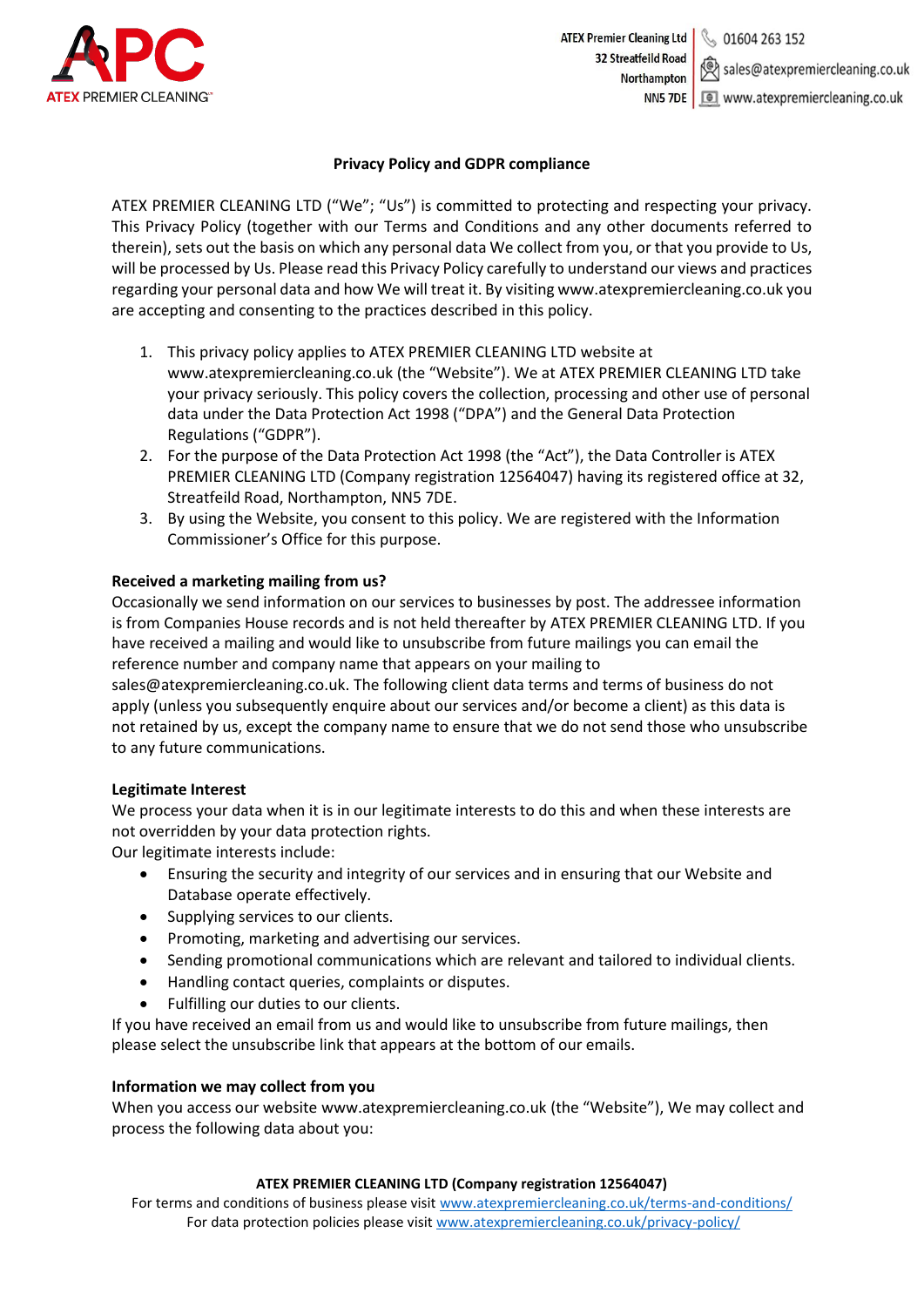ATEX Premier Cleaning Ltd
32 Streatfeild Road
Northampton
NN5 7DE

01604 263 152
sales@atexpremiercleaning.co.uk
www.atexpremiercleaning.co.uk

**Privacy Policy and GDPR compliance**

ATEX PREMIER CLEANING LTD ("We"; "Us") is committed to protecting and respecting your privacy. This Privacy Policy (together with our Terms and Conditions and any other documents referred to therein), sets out the basis on which any personal data We collect from you, or that you provide to Us, will be processed by Us. Please read this Privacy Policy carefully to understand our views and practices regarding your personal data and how We will treat it. By visiting www.atexpremiercleaning.co.uk you are accepting and consenting to the practices described in this policy.

1. This privacy policy applies to ATEX PREMIER CLEANING LTD website at www.atexpremiercleaning.co.uk (the "Website"). We at ATEX PREMIER CLEANING LTD take your privacy seriously. This policy covers the collection, processing and other use of personal data under the Data Protection Act 1998 ("DPA") and the General Data Protection Regulations ("GDPR").
2. For the purpose of the Data Protection Act 1998 (the "Act"), the Data Controller is ATEX PREMIER CLEANING LTD (Company registration 12564047) having its registered office at 32, Streatfeild Road, Northampton, NN5 7DE.
3. By using the Website, you consent to this policy. We are registered with the Information Commissioner's Office for this purpose.

**Received a marketing mailing from us?**

Occasionally we send information on our services to businesses by post. The addressee information is from Companies House records and is not held thereafter by ATEX PREMIER CLEANING LTD. If you have received a mailing and would like to unsubscribe from future mailings you can email the reference number and company name that appears on your mailing to sales@atexpremiercleaning.co.uk. The following client data terms and terms of business do not apply (unless you subsequently enquire about our services and/or become a client) as this data is not retained by us, except the company name to ensure that we do not send those who unsubscribe to any future communications.

**Legitimate Interest**

We process your data when it is in our legitimate interests to do this and when these interests are not overridden by your data protection rights.

Our legitimate interests include:

- Ensuring the security and integrity of our services and in ensuring that our Website and Database operate effectively.
- Supplying services to our clients.
- Promoting, marketing and advertising our services.
- Sending promotional communications which are relevant and tailored to individual clients.
- Handling contact queries, complaints or disputes.
- Fulfilling our duties to our clients.

If you have received an email from us and would like to unsubscribe from future mailings, then please select the unsubscribe link that appears at the bottom of our emails.

**Information we may collect from you**

When you access our website www.atexpremiercleaning.co.uk (the "Website"), We may collect and process the following data about you: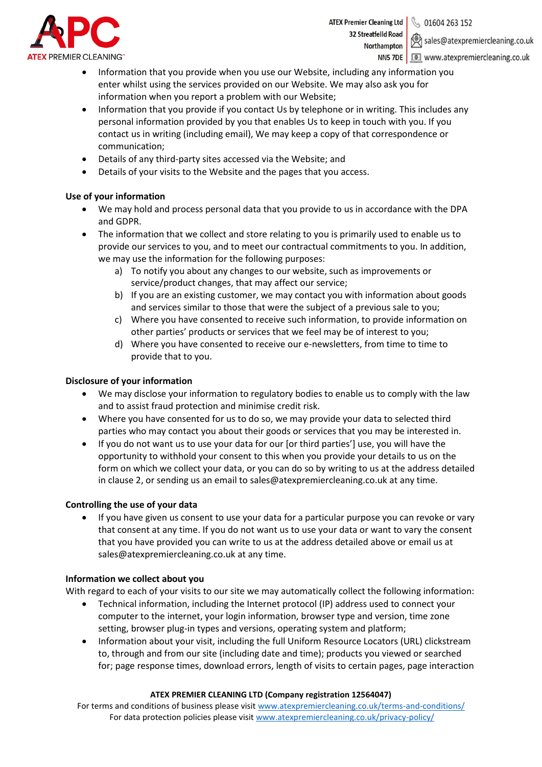- Information that you provide when you use our Website, including any information you enter whilst using the services provided on our Website. We may also ask you for information when you report a problem with our Website;
- Information that you provide if you contact Us by telephone or in writing. This includes any personal information provided by you that enables Us to keep in touch with you. If you contact us in writing (including email), We may keep a copy of that correspondence or communication;
- Details of any third-party sites accessed via the Website; and
- Details of your visits to the Website and the pages that you access.

**Use of your information**

- We may hold and process personal data that you provide to us in accordance with the DPA and GDPR.
- The information that we collect and store relating to you is primarily used to enable us to provide our services to you, and to meet our contractual commitments to you. In addition, we may use the information for the following purposes:
    a) To notify you about any changes to our website, such as improvements or service/product changes, that may affect our service;
    b) If you are an existing customer, we may contact you with information about goods and services similar to those that were the subject of a previous sale to you;
    c) Where you have consented to receive such information, to provide information on other parties' products or services that we feel may be of interest to you;
    d) Where you have consented to receive our e-newsletters, from time to time to provide that to you.

**Disclosure of your information**

- We may disclose your information to regulatory bodies to enable us to comply with the law and to assist fraud protection and minimise credit risk.
- Where you have consented for us to do so, we may provide your data to selected third parties who may contact you about their goods or services that you may be interested in.
- If you do not want us to use your data for our [or third parties'] use, you will have the opportunity to withhold your consent to this when you provide your details to us on the form on which we collect your data, or you can do so by writing to us at the address detailed in clause 2, or sending us an email to sales@atexpremiercleaning.co.uk at any time.

**Controlling the use of your data**

- If you have given us consent to use your data for a particular purpose you can revoke or vary that consent at any time. If you do not want us to use your data or want to vary the consent that you have provided you can write to us at the address detailed above or email us at sales@atexpremiercleaning.co.uk at any time.

**Information we collect about you**

With regard to each of your visits to our site we may automatically collect the following information:

- Technical information, including the Internet protocol (IP) address used to connect your computer to the internet, your login information, browser type and version, time zone setting, browser plug-in types and versions, operating system and platform;
- Information about your visit, including the full Uniform Resource Locators (URL) clickstream to, through and from our site (including date and time); products you viewed or searched for; page response times, download errors, length of visits to certain pages, page interaction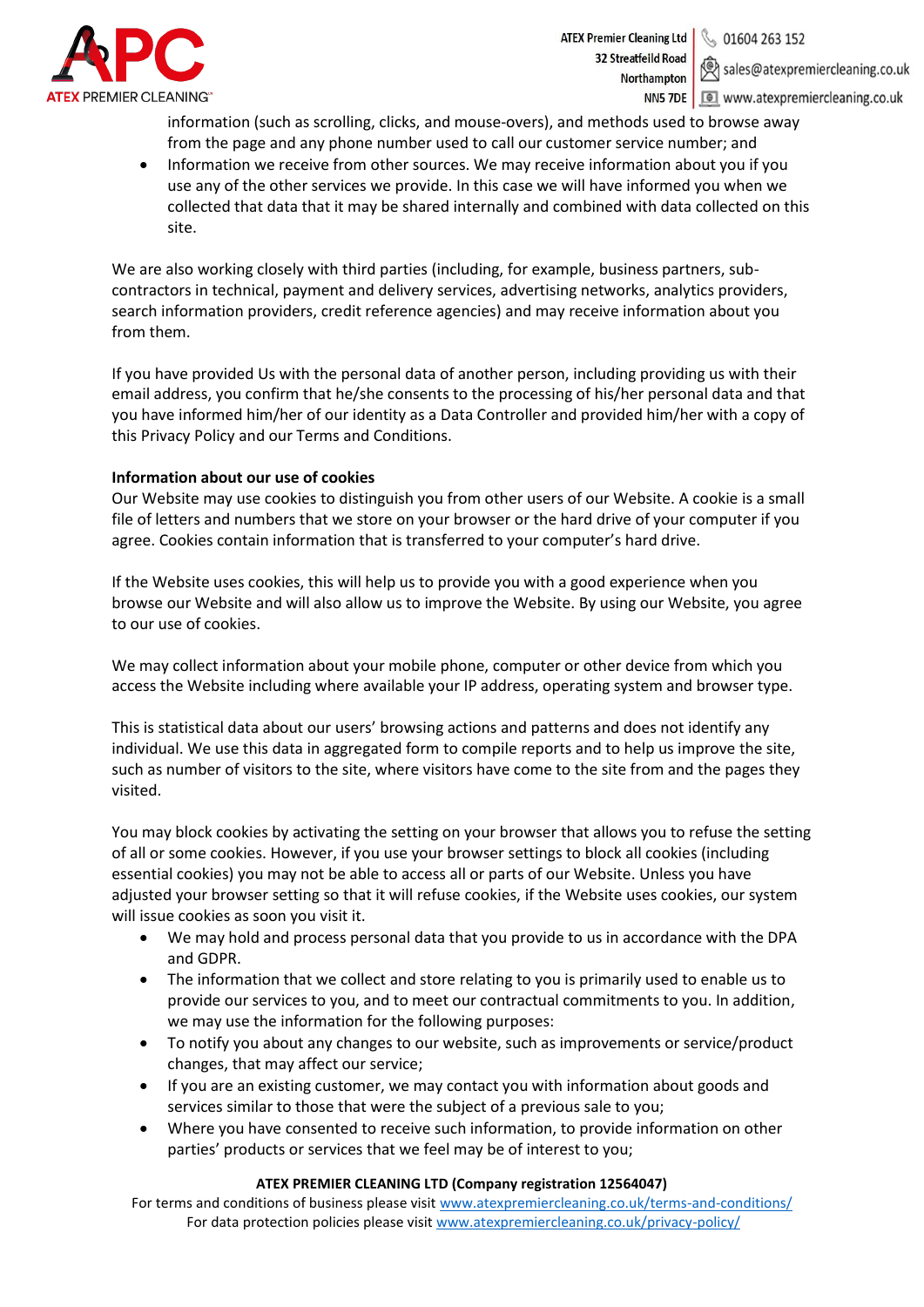information (such as scrolling, clicks, and mouse-overs), and methods used to browse away from the page and any phone number used to call our customer service number; and

- Information we receive from other sources. We may receive information about you if you use any of the other services we provide. In this case we will have informed you when we collected that data that it may be shared internally and combined with data collected on this site.

We are also working closely with third parties (including, for example, business partners, sub-contractors in technical, payment and delivery services, advertising networks, analytics providers, search information providers, credit reference agencies) and may receive information about you from them.

If you have provided Us with the personal data of another person, including providing us with their email address, you confirm that he/she consents to the processing of his/her personal data and that you have informed him/her of our identity as a Data Controller and provided him/her with a copy of this Privacy Policy and our Terms and Conditions.

**Information about our use of cookies**

Our Website may use cookies to distinguish you from other users of our Website. A cookie is a small file of letters and numbers that we store on your browser or the hard drive of your computer if you agree. Cookies contain information that is transferred to your computer's hard drive.

If the Website uses cookies, this will help us to provide you with a good experience when you browse our Website and will also allow us to improve the Website. By using our Website, you agree to our use of cookies.

We may collect information about your mobile phone, computer or other device from which you access the Website including where available your IP address, operating system and browser type.

This is statistical data about our users' browsing actions and patterns and does not identify any individual. We use this data in aggregated form to compile reports and to help us improve the site, such as number of visitors to the site, where visitors have come to the site from and the pages they visited.

You may block cookies by activating the setting on your browser that allows you to refuse the setting of all or some cookies. However, if you use your browser settings to block all cookies (including essential cookies) you may not be able to access all or parts of our Website. Unless you have adjusted your browser setting so that it will refuse cookies, if the Website uses cookies, our system will issue cookies as soon you visit it.

- We may hold and process personal data that you provide to us in accordance with the DPA and GDPR.
- The information that we collect and store relating to you is primarily used to enable us to provide our services to you, and to meet our contractual commitments to you. In addition, we may use the information for the following purposes:
- To notify you about any changes to our website, such as improvements or service/product changes, that may affect our service;
- If you are an existing customer, we may contact you with information about goods and services similar to those that were the subject of a previous sale to you;
- Where you have consented to receive such information, to provide information on other parties' products or services that we feel may be of interest to you;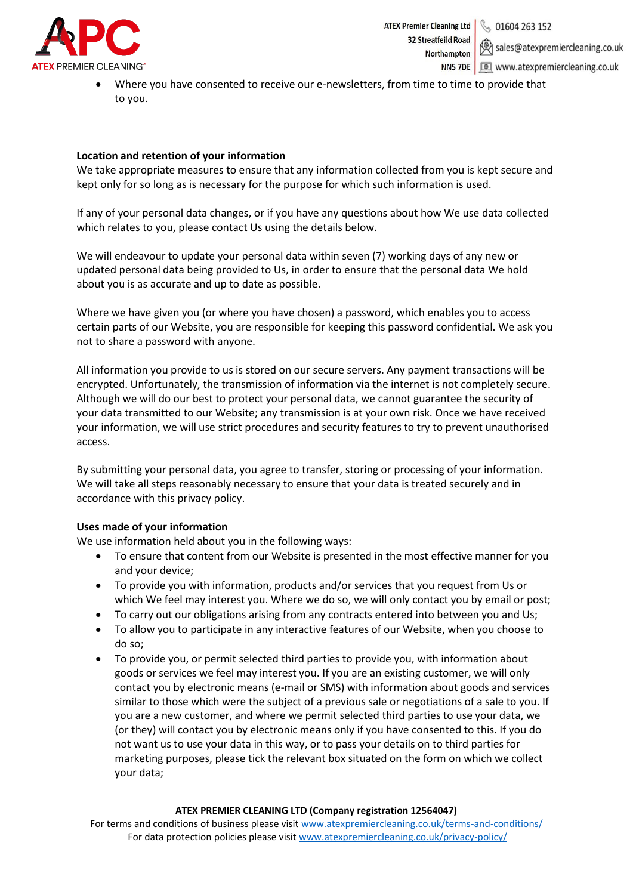- Where you have consented to receive our e-newsletters, from time to time to provide that to you.

**Location and retention of your information**

We take appropriate measures to ensure that any information collected from you is kept secure and kept only for so long as is necessary for the purpose for which such information is used.

If any of your personal data changes, or if you have any questions about how We use data collected which relates to you, please contact Us using the details below.

We will endeavour to update your personal data within seven (7) working days of any new or updated personal data being provided to Us, in order to ensure that the personal data We hold about you is as accurate and up to date as possible.

Where we have given you (or where you have chosen) a password, which enables you to access certain parts of our Website, you are responsible for keeping this password confidential. We ask you not to share a password with anyone.

All information you provide to us is stored on our secure servers. Any payment transactions will be encrypted. Unfortunately, the transmission of information via the internet is not completely secure. Although we will do our best to protect your personal data, we cannot guarantee the security of your data transmitted to our Website; any transmission is at your own risk. Once we have received your information, we will use strict procedures and security features to try to prevent unauthorised access.

By submitting your personal data, you agree to transfer, storing or processing of your information. We will take all steps reasonably necessary to ensure that your data is treated securely and in accordance with this privacy policy.

**Uses made of your information**

We use information held about you in the following ways:

- To ensure that content from our Website is presented in the most effective manner for you and your device;
- To provide you with information, products and/or services that you request from Us or which We feel may interest you. Where we do so, we will only contact you by email or post;
- To carry out our obligations arising from any contracts entered into between you and Us;
- To allow you to participate in any interactive features of our Website, when you choose to do so;
- To provide you, or permit selected third parties to provide you, with information about goods or services we feel may interest you. If you are an existing customer, we will only contact you by electronic means (e-mail or SMS) with information about goods and services similar to those which were the subject of a previous sale or negotiations of a sale to you. If you are a new customer, and where we permit selected third parties to use your data, we (or they) will contact you by electronic means only if you have consented to this. If you do not want us to use your data in this way, or to pass your details on to third parties for marketing purposes, please tick the relevant box situated on the form on which we collect your data;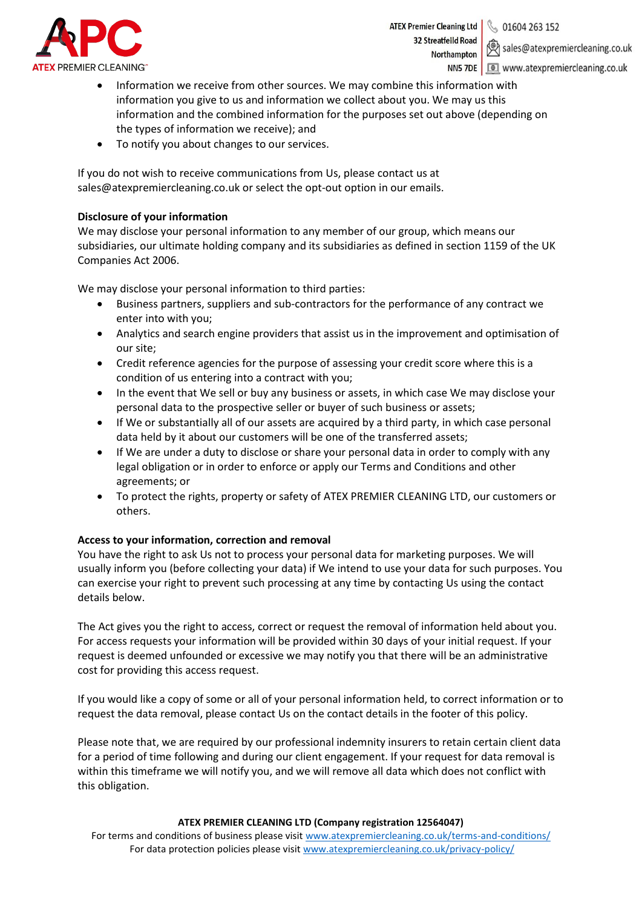- Information we receive from other sources. We may combine this information with information you give to us and information we collect about you. We may us this information and the combined information for the purposes set out above (depending on the types of information we receive); and
- To notify you about changes to our services.

If you do not wish to receive communications from Us, please contact us at sales@atexpremiercleaning.co.uk or select the opt-out option in our emails.

**Disclosure of your information**

We may disclose your personal information to any member of our group, which means our subsidiaries, our ultimate holding company and its subsidiaries as defined in section 1159 of the UK Companies Act 2006.

We may disclose your personal information to third parties:

- Business partners, suppliers and sub-contractors for the performance of any contract we enter into with you;
- Analytics and search engine providers that assist us in the improvement and optimisation of our site;
- Credit reference agencies for the purpose of assessing your credit score where this is a condition of us entering into a contract with you;
- In the event that We sell or buy any business or assets, in which case We may disclose your personal data to the prospective seller or buyer of such business or assets;
- If We or substantially all of our assets are acquired by a third party, in which case personal data held by it about our customers will be one of the transferred assets;
- If We are under a duty to disclose or share your personal data in order to comply with any legal obligation or in order to enforce or apply our Terms and Conditions and other agreements; or
- To protect the rights, property or safety of ATEX PREMIER CLEANING LTD, our customers or others.

**Access to your information, correction and removal**

You have the right to ask Us not to process your personal data for marketing purposes. We will usually inform you (before collecting your data) if We intend to use your data for such purposes. You can exercise your right to prevent such processing at any time by contacting Us using the contact details below.

The Act gives you the right to access, correct or request the removal of information held about you. For access requests your information will be provided within 30 days of your initial request. If your request is deemed unfounded or excessive we may notify you that there will be an administrative cost for providing this access request.

If you would like a copy of some or all of your personal information held, to correct information or to request the data removal, please contact Us on the contact details in the footer of this policy.

Please note that, we are required by our professional indemnity insurers to retain certain client data for a period of time following and during our client engagement. If your request for data removal is within this timeframe we will notify you, and we will remove all data which does not conflict with this obligation.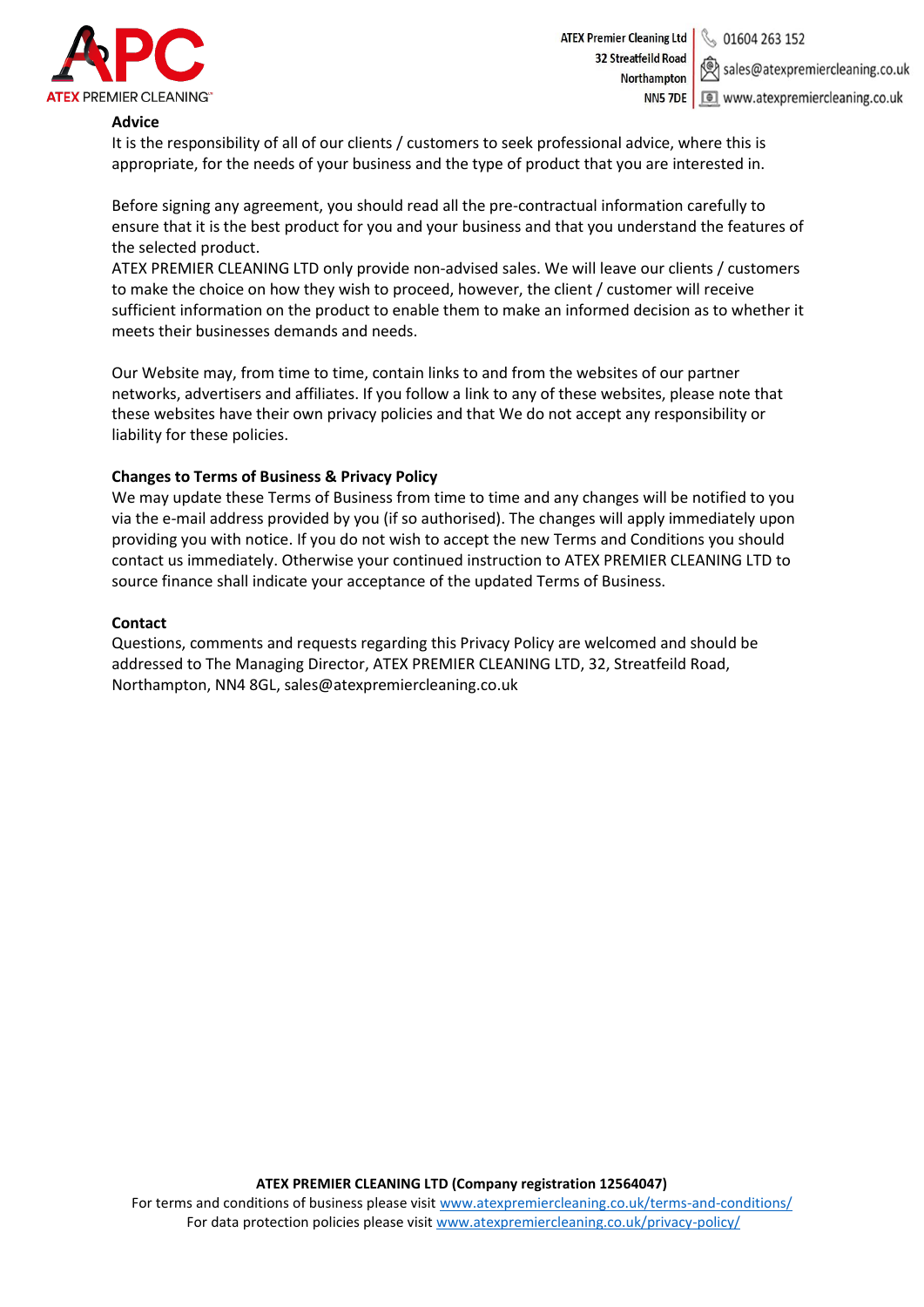**Advice**

It is the responsibility of all of our clients / customers to seek professional advice, where this is appropriate, for the needs of your business and the type of product that you are interested in.

Before signing any agreement, you should read all the pre-contractual information carefully to ensure that it is the best product for you and your business and that you understand the features of the selected product.
ATEX PREMIER CLEANING LTD only provide non-advised sales. We will leave our clients / customers to make the choice on how they wish to proceed, however, the client / customer will receive sufficient information on the product to enable them to make an informed decision as to whether it meets their businesses demands and needs.

Our Website may, from time to time, contain links to and from the websites of our partner networks, advertisers and affiliates. If you follow a link to any of these websites, please note that these websites have their own privacy policies and that We do not accept any responsibility or liability for these policies.

**Changes to Terms of Business & Privacy Policy**

We may update these Terms of Business from time to time and any changes will be notified to you via the e-mail address provided by you (if so authorised). The changes will apply immediately upon providing you with notice. If you do not wish to accept the new Terms and Conditions you should contact us immediately. Otherwise your continued instruction to ATEX PREMIER CLEANING LTD to source finance shall indicate your acceptance of the updated Terms of Business.

**Contact**

Questions, comments and requests regarding this Privacy Policy are welcomed and should be addressed to The Managing Director, ATEX PREMIER CLEANING LTD, 32, Streatfeild Road, Northampton, NN4 8GL, sales@atexpremiercleaning.co.uk